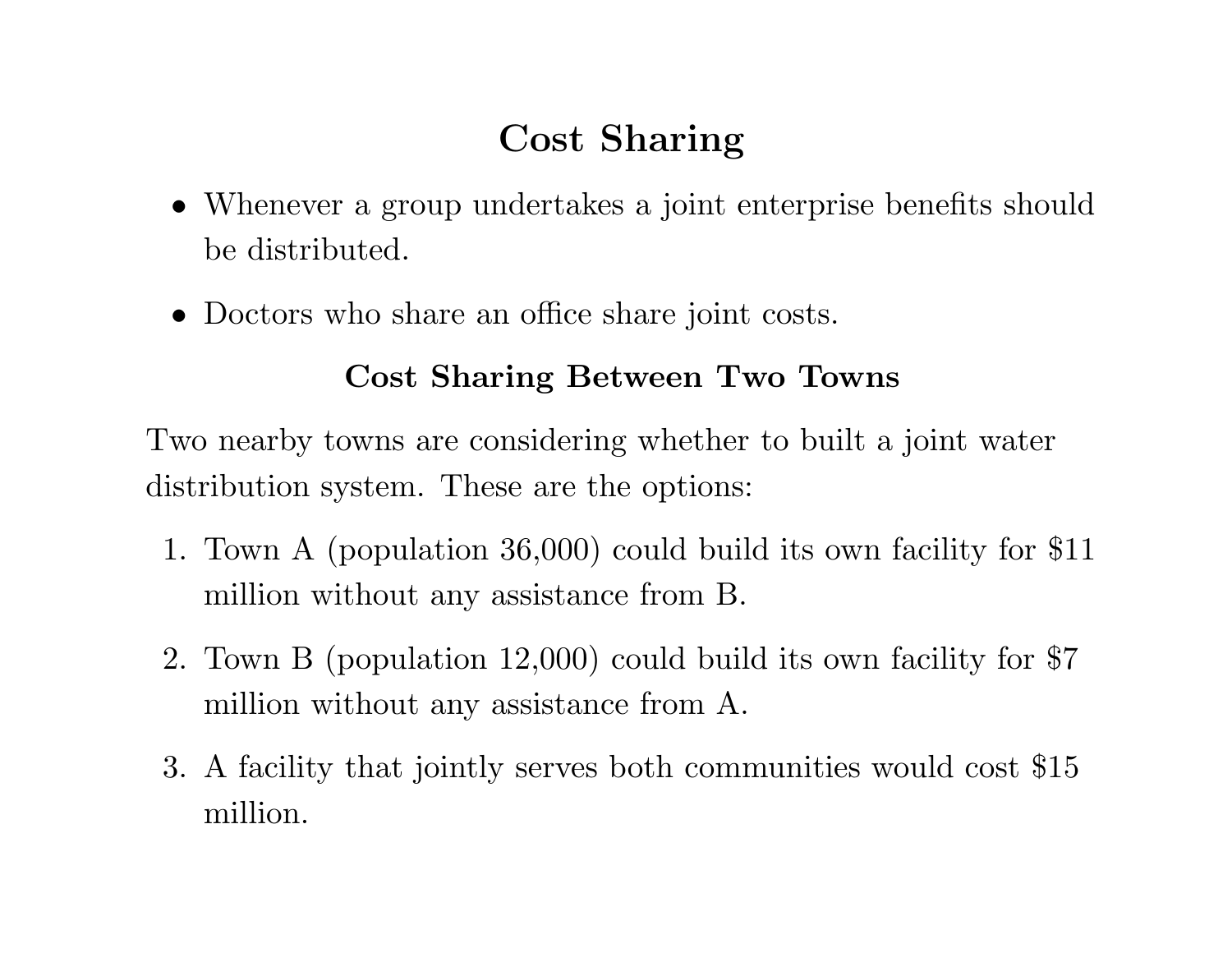# Cost Sharing

- Whenever a group undertakes a joint enterprise benefits should be distributed.
- Doctors who share an office share joint costs.

## Cost Sharing Between Two Towns

Two nearby towns are considering whether to built a joint water distribution system. These are the options:

1. Town A (population 36,000) could build its own facility for $11 million without any assistance from B.
2. Town B (population 12,000) could build its own facility for $7 million without any assistance from A.
3. A facility that jointly serves both communities would cost $15 million.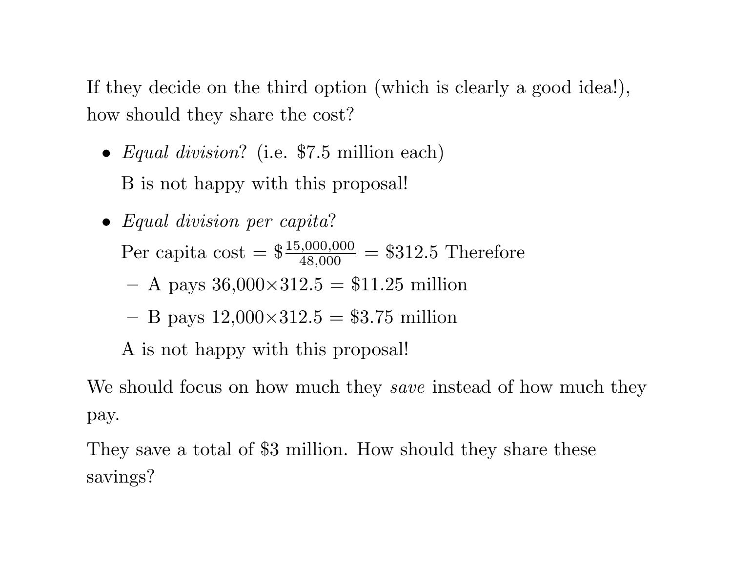If they decide on the third option (which is clearly a good idea!), how should they share the cost?

- *Equal division*? (i.e. \$7.5 million each)

  B is not happy with this proposal!

- *Equal division per capita*?

  Per capita cost $= \$\frac{15{,}000{,}000}{48{,}000} = \$312.5$ Therefore

  - A pays $36{,}000 \times 312.5 = \$11.25$ million
  - B pays $12{,}000 \times 312.5 = \$3.75$ million

  A is not happy with this proposal!

We should focus on how much they *save* instead of how much they pay.

They save a total of \$3 million. How should they share these savings?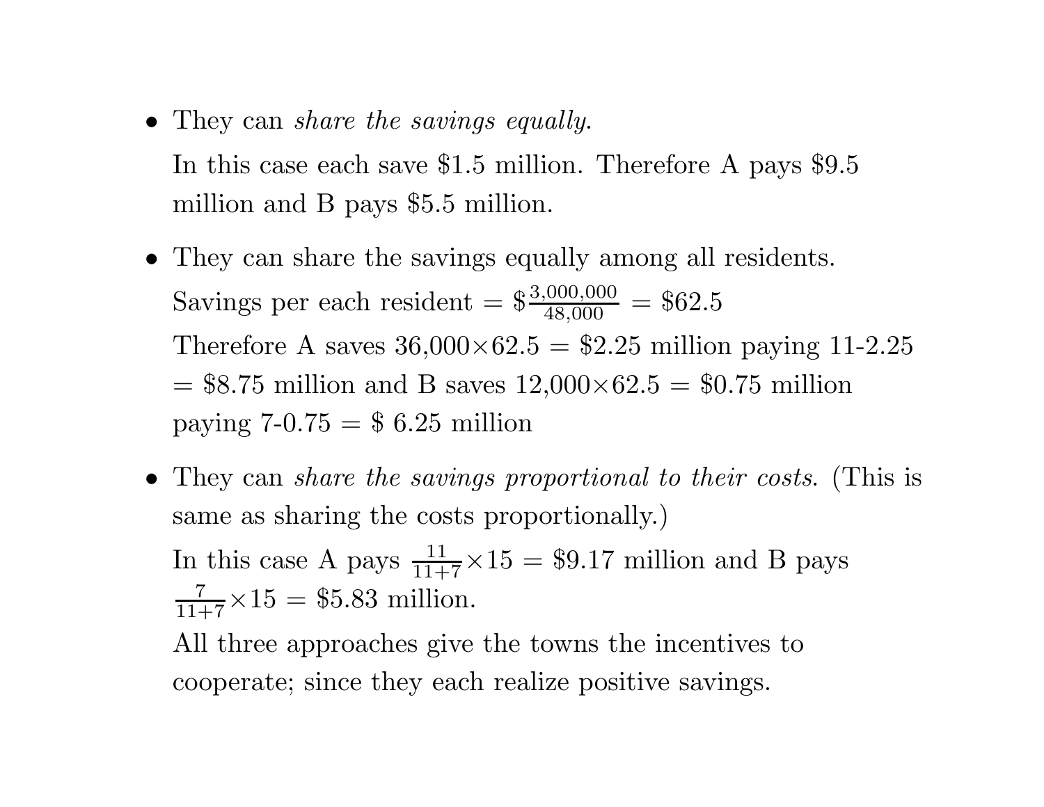- They can *share the savings equally*.

  In this case each save \$1.5 million. Therefore A pays \$9.5 million and B pays \$5.5 million.

- They can share the savings equally among all residents.

  Savings per each resident = $\$\frac{3{,}000{,}000}{48{,}000} = \$62.5$

  Therefore A saves $36{,}000 \times 62.5 = \$2.25$ million paying 11-2.25 = \$8.75 million and B saves $12{,}000 \times 62.5 = \$0.75$ million paying 7-0.75 = \$ 6.25 million

- They can *share the savings proportional to their costs*. (This is same as sharing the costs proportionally.)

  In this case A pays $\frac{11}{11+7} \times 15 = \$9.17$ million and B pays $\frac{7}{11+7} \times 15 = \$5.83$ million.

  All three approaches give the towns the incentives to cooperate; since they each realize positive savings.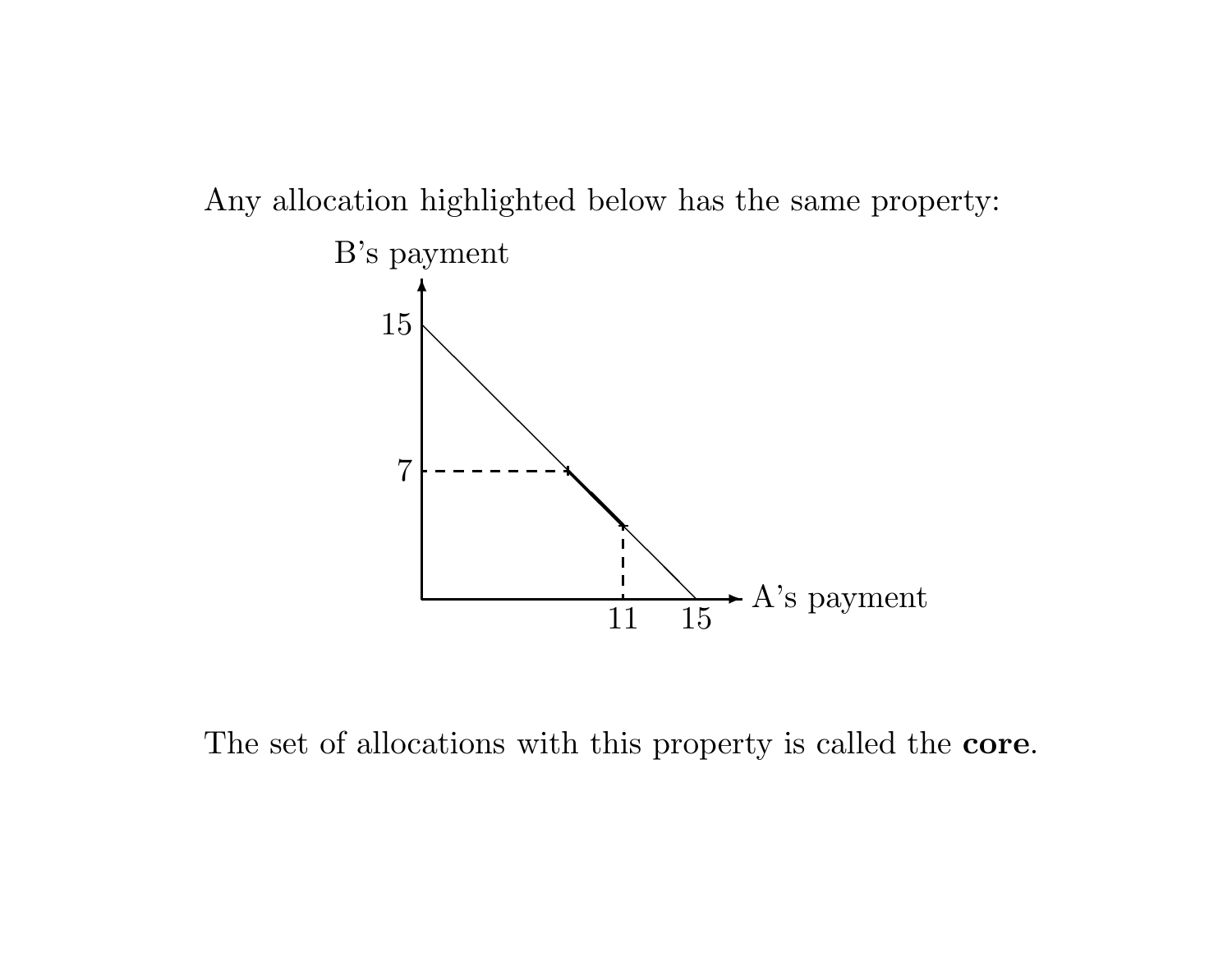Any allocation highlighted below has the same property:

The set of allocations with this property is called the **core**.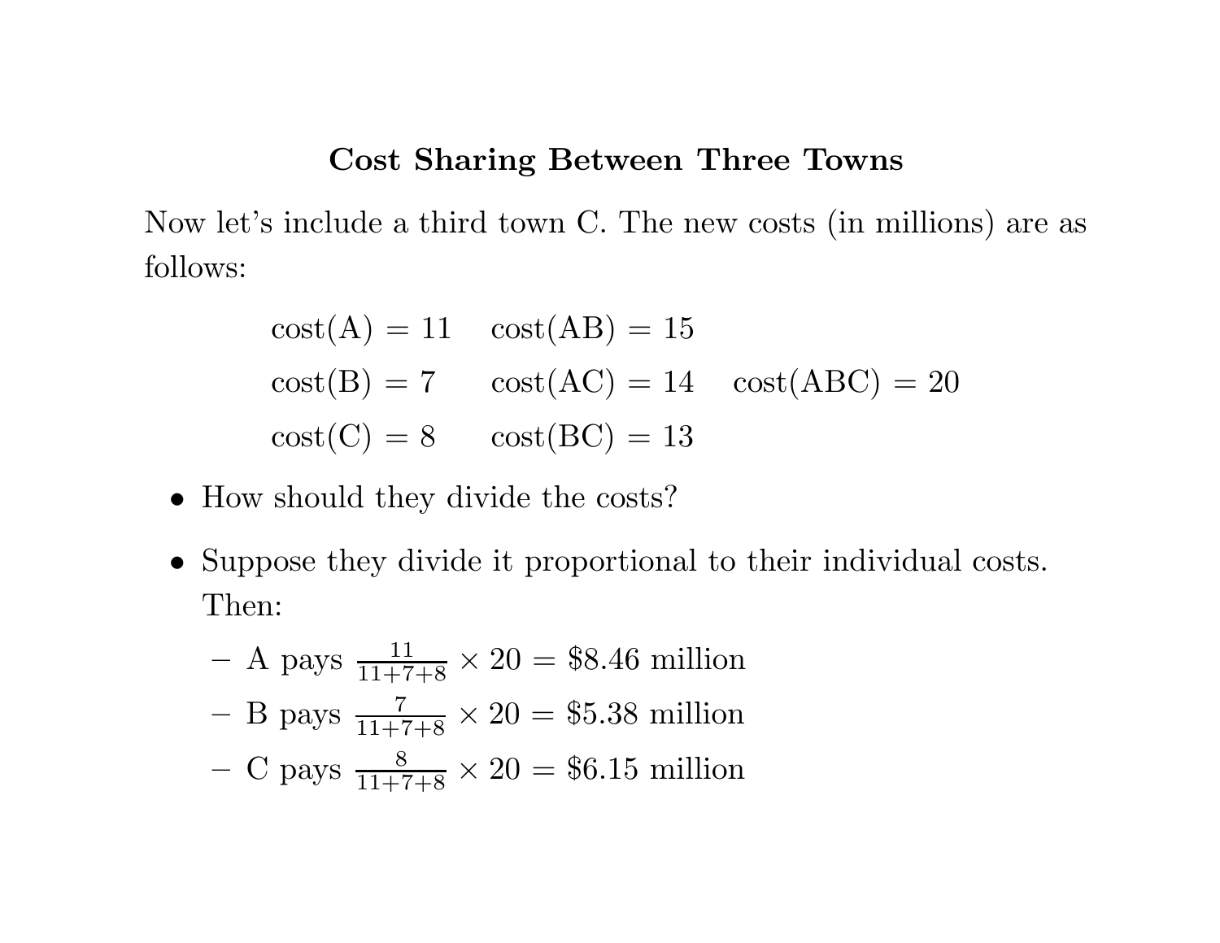## Cost Sharing Between Three Towns

Now let's include a third town C. The new costs (in millions) are as follows:

$$
\begin{array}{lll}
\text{cost(A)} = 11 & \text{cost(AB)} = 15 & \\
\text{cost(B)} = 7 & \text{cost(AC)} = 14 & \text{cost(ABC)} = 20 \\
\text{cost(C)} = 8 & \text{cost(BC)} = 13 &
\end{array}
$$

- How should they divide the costs?
- Suppose they divide it proportional to their individual costs. Then:
  - A pays $\frac{11}{11+7+8} \times 20 = \$8.46$ million
  - B pays $\frac{7}{11+7+8} \times 20 = \$5.38$ million
  - C pays $\frac{8}{11+7+8} \times 20 = \$6.15$ million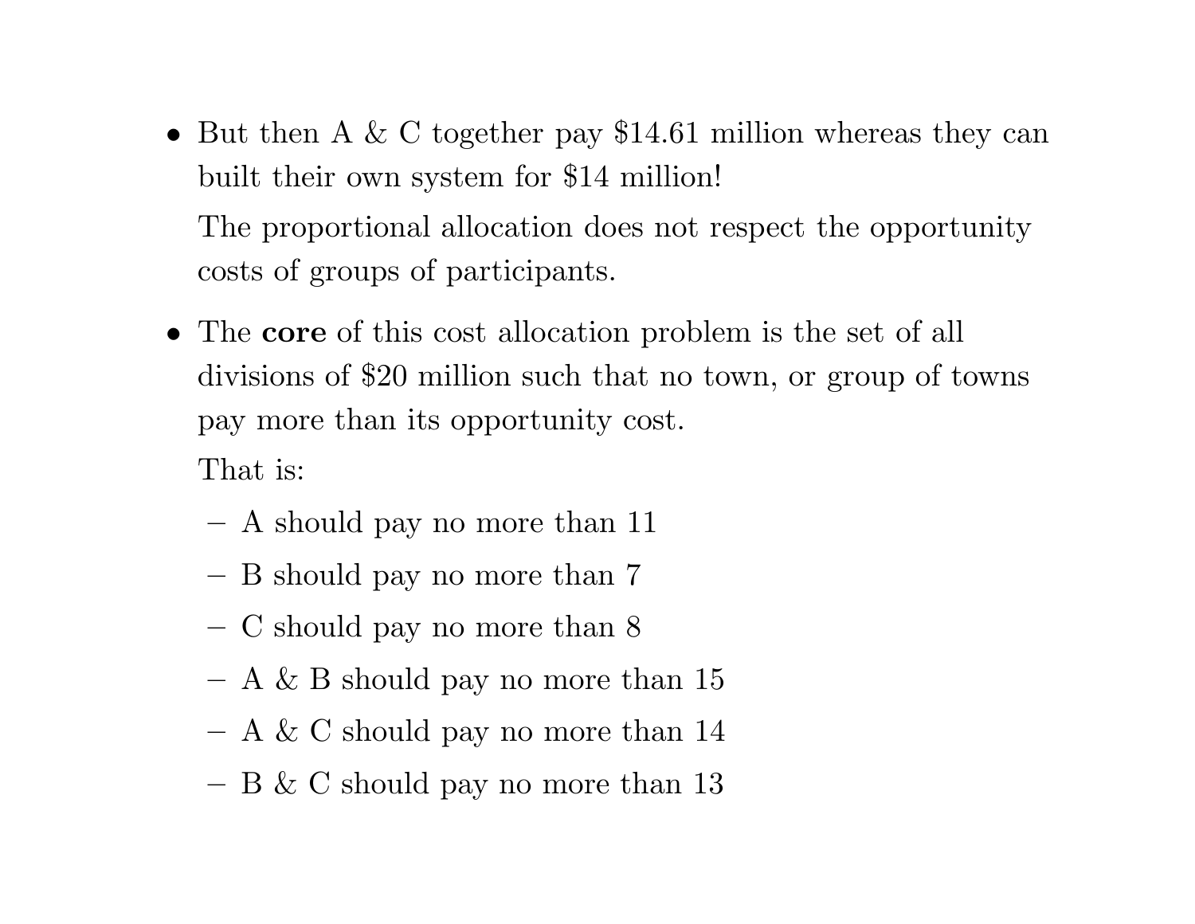- But then A & C together pay $14.61 million whereas they can built their own system for $14 million!

  The proportional allocation does not respect the opportunity costs of groups of participants.

- The **core** of this cost allocation problem is the set of all divisions of $20 million such that no town, or group of towns pay more than its opportunity cost.

  That is:

  - A should pay no more than 11
  - B should pay no more than 7
  - C should pay no more than 8
  - A & B should pay no more than 15
  - A & C should pay no more than 14
  - B & C should pay no more than 13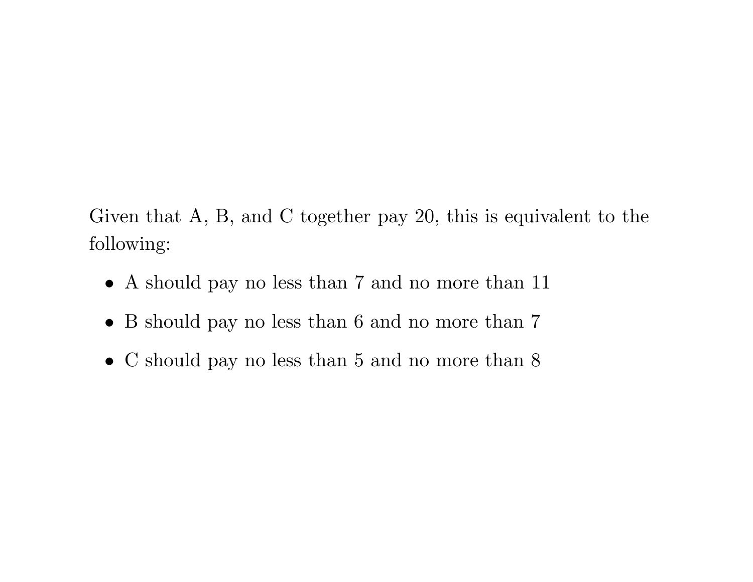Given that A, B, and C together pay 20, this is equivalent to the following:

- A should pay no less than 7 and no more than 11
- B should pay no less than 6 and no more than 7
- C should pay no less than 5 and no more than 8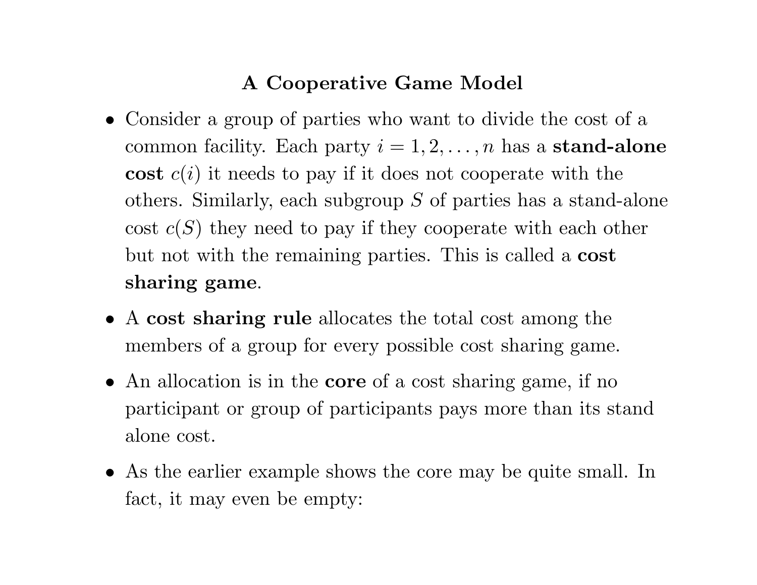## A Cooperative Game Model

- Consider a group of parties who want to divide the cost of a common facility. Each party $i = 1, 2, \ldots, n$ has a **stand-alone cost** $c(i)$ it needs to pay if it does not cooperate with the others. Similarly, each subgroup $S$ of parties has a stand-alone cost $c(S)$ they need to pay if they cooperate with each other but not with the remaining parties. This is called a **cost sharing game**.
- A **cost sharing rule** allocates the total cost among the members of a group for every possible cost sharing game.
- An allocation is in the **core** of a cost sharing game, if no participant or group of participants pays more than its stand alone cost.
- As the earlier example shows the core may be quite small. In fact, it may even be empty: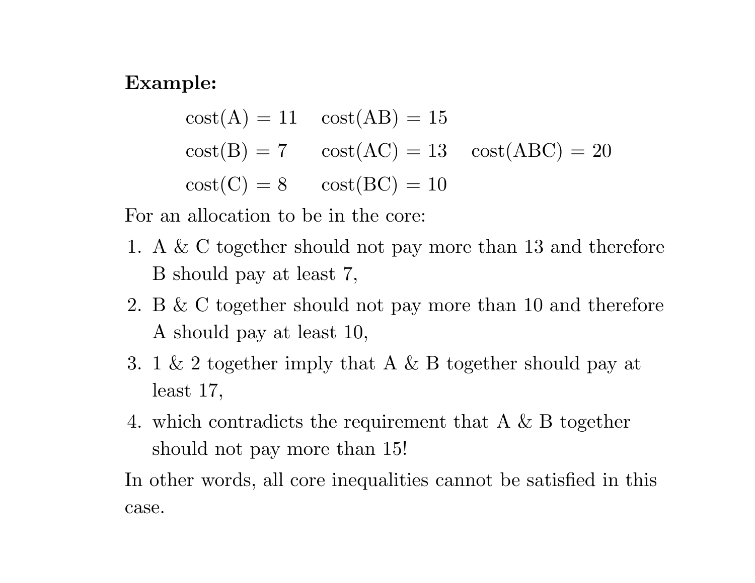**Example:**

$$\begin{array}{lll} \text{cost(A)} = 11 & \text{cost(AB)} = 15 & \\ \text{cost(B)} = 7 & \text{cost(AC)} = 13 & \text{cost(ABC)} = 20 \\ \text{cost(C)} = 8 & \text{cost(BC)} = 10 & \end{array}$$

For an allocation to be in the core:

1. A & C together should not pay more than 13 and therefore B should pay at least 7,
2. B & C together should not pay more than 10 and therefore A should pay at least 10,
3. 1 & 2 together imply that A & B together should pay at least 17,
4. which contradicts the requirement that A & B together should not pay more than 15!

In other words, all core inequalities cannot be satisfied in this case.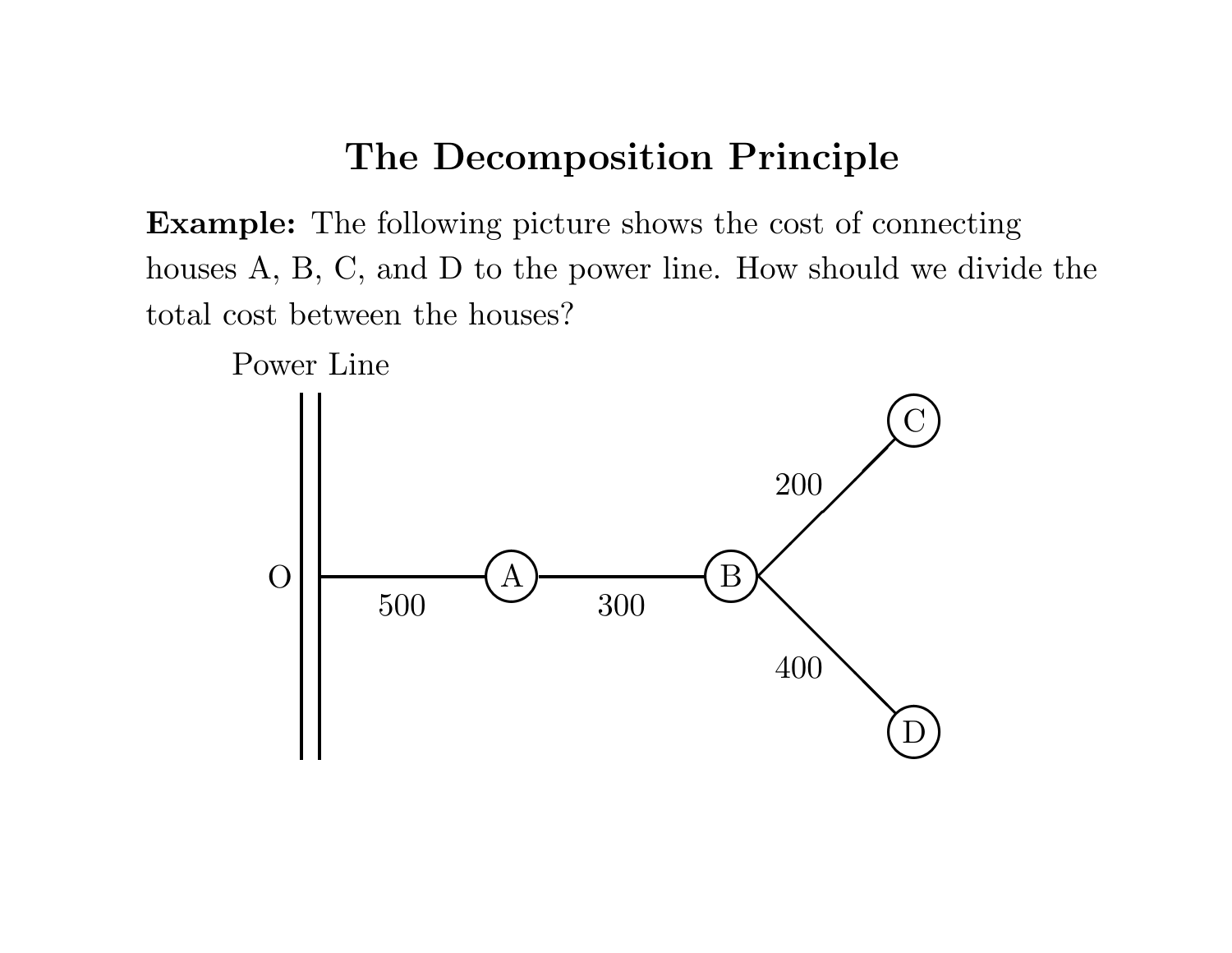# The Decomposition Principle

**Example:** The following picture shows the cost of connecting houses A, B, C, and D to the power line. How should we divide the total cost between the houses?

Power Line

O

A

B

C

D

500

300

200

400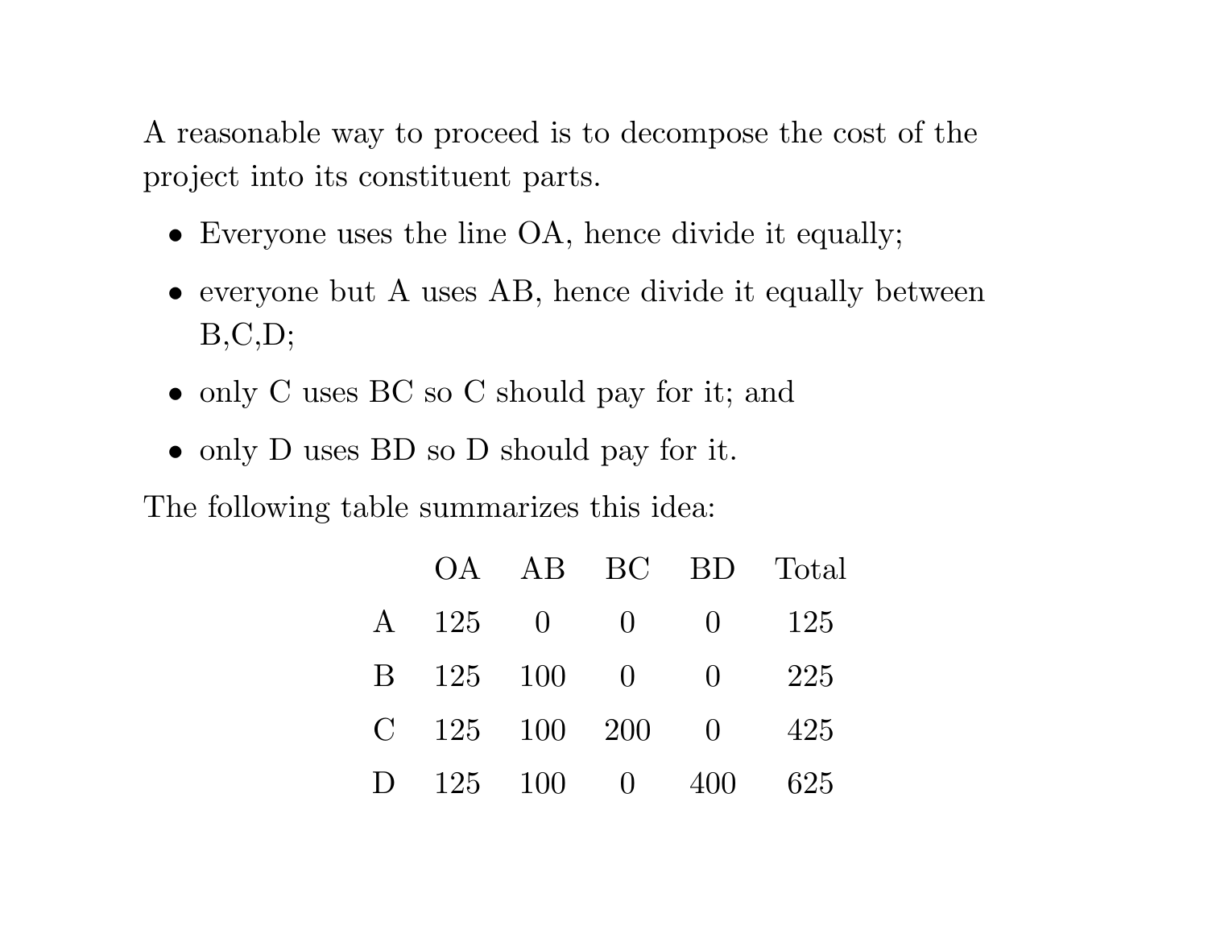A reasonable way to proceed is to decompose the cost of the project into its constituent parts.

- Everyone uses the line OA, hence divide it equally;
- everyone but A uses AB, hence divide it equally between B,C,D;
- only C uses BC so C should pay for it; and
- only D uses BD so D should pay for it.

The following table summarizes this idea:

| | OA | AB | BC | BD | Total |
|---|---|---|---|---|---|
| A | 125 | 0 | 0 | 0 | 125 |
| B | 125 | 100 | 0 | 0 | 225 |
| C | 125 | 100 | 200 | 0 | 425 |
| D | 125 | 100 | 0 | 400 | 625 |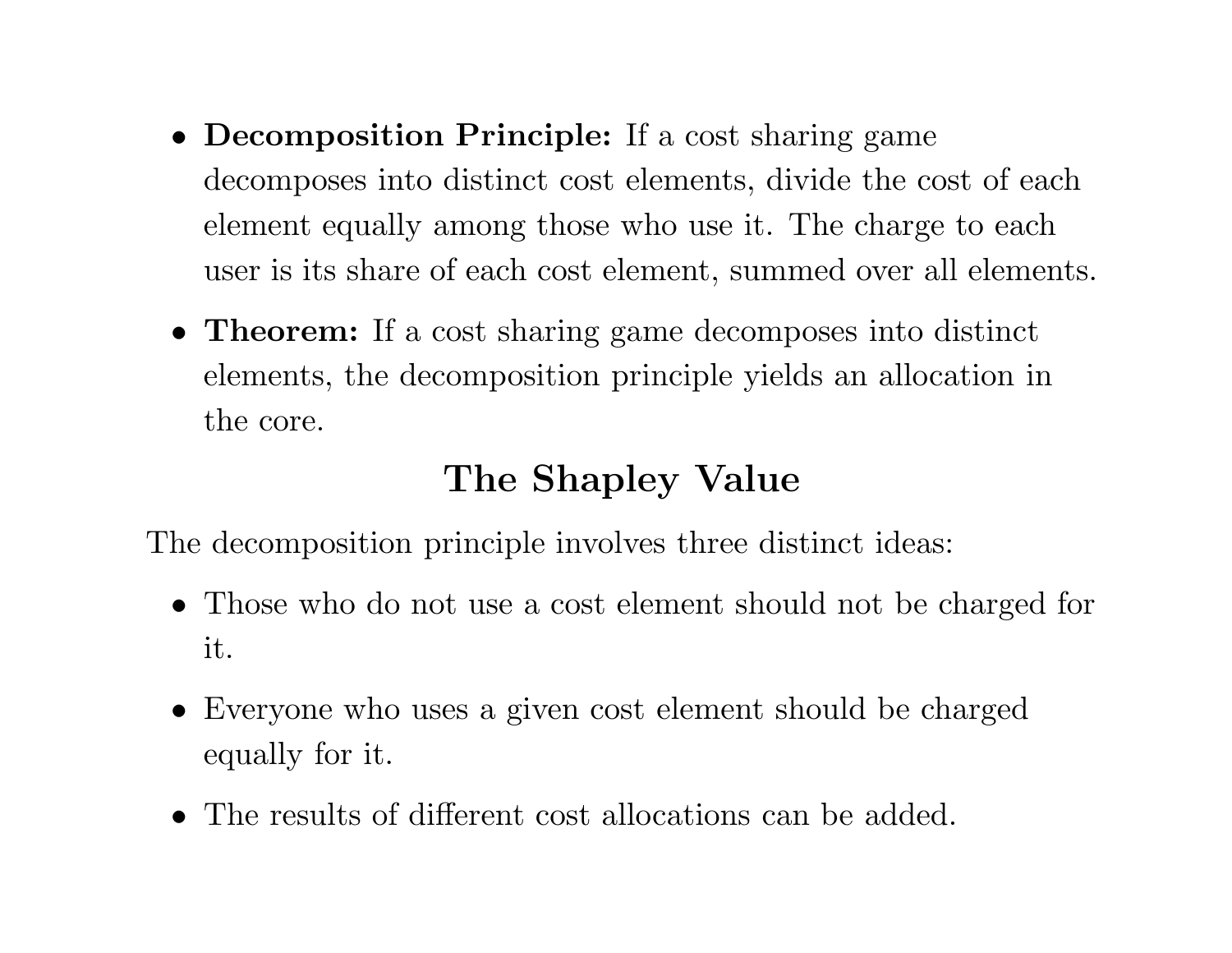- **Decomposition Principle:** If a cost sharing game decomposes into distinct cost elements, divide the cost of each element equally among those who use it. The charge to each user is its share of each cost element, summed over all elements.

- **Theorem:** If a cost sharing game decomposes into distinct elements, the decomposition principle yields an allocation in the core.

## The Shapley Value

The decomposition principle involves three distinct ideas:

- Those who do not use a cost element should not be charged for it.

- Everyone who uses a given cost element should be charged equally for it.

- The results of different cost allocations can be added.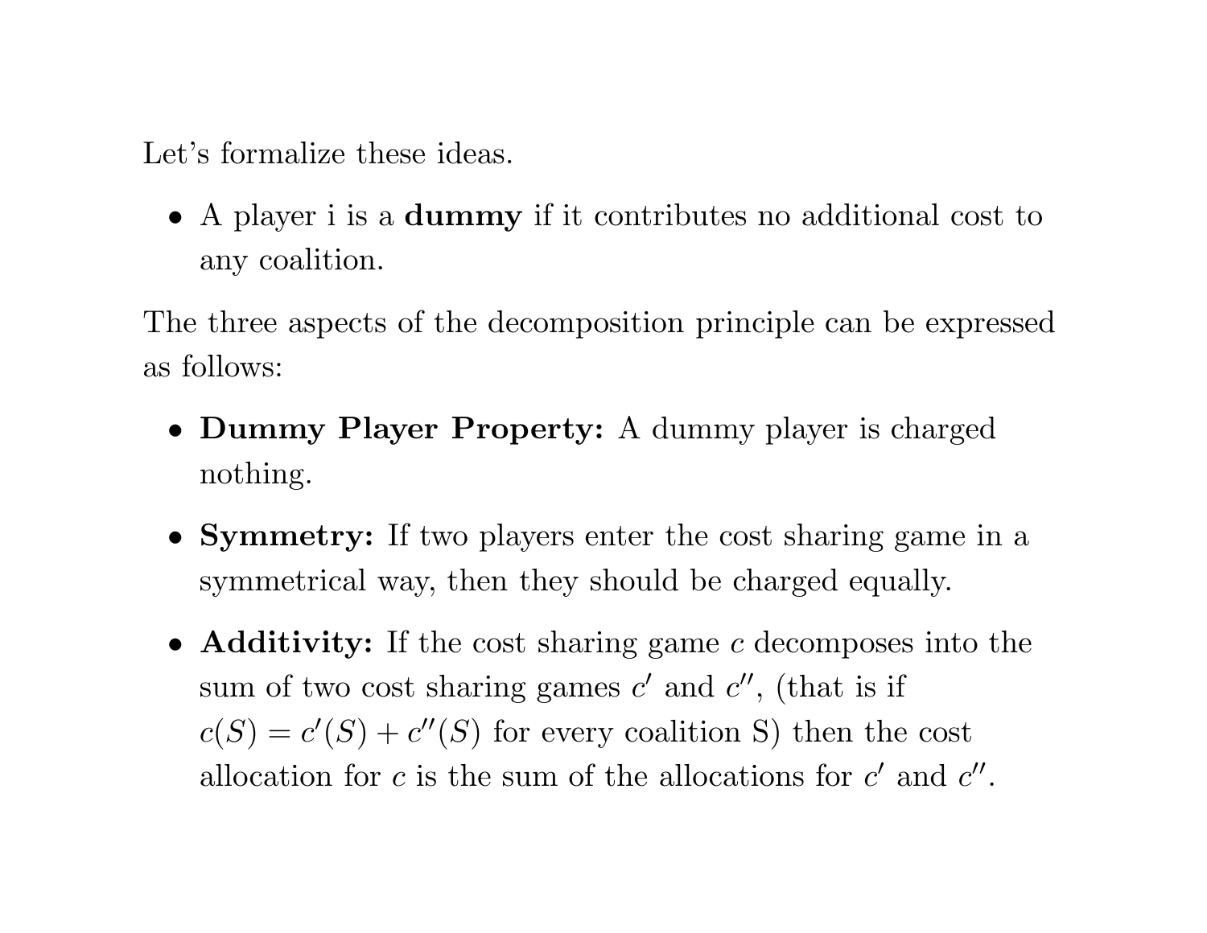Let's formalize these ideas.

- A player i is a **dummy** if it contributes no additional cost to any coalition.

The three aspects of the decomposition principle can be expressed as follows:

- **Dummy Player Property:** A dummy player is charged nothing.
- **Symmetry:** If two players enter the cost sharing game in a symmetrical way, then they should be charged equally.
- **Additivity:** If the cost sharing game $c$ decomposes into the sum of two cost sharing games $c'$ and $c''$, (that is if $c(S) = c'(S) + c''(S)$ for every coalition S) then the cost allocation for $c$ is the sum of the allocations for $c'$ and $c''$.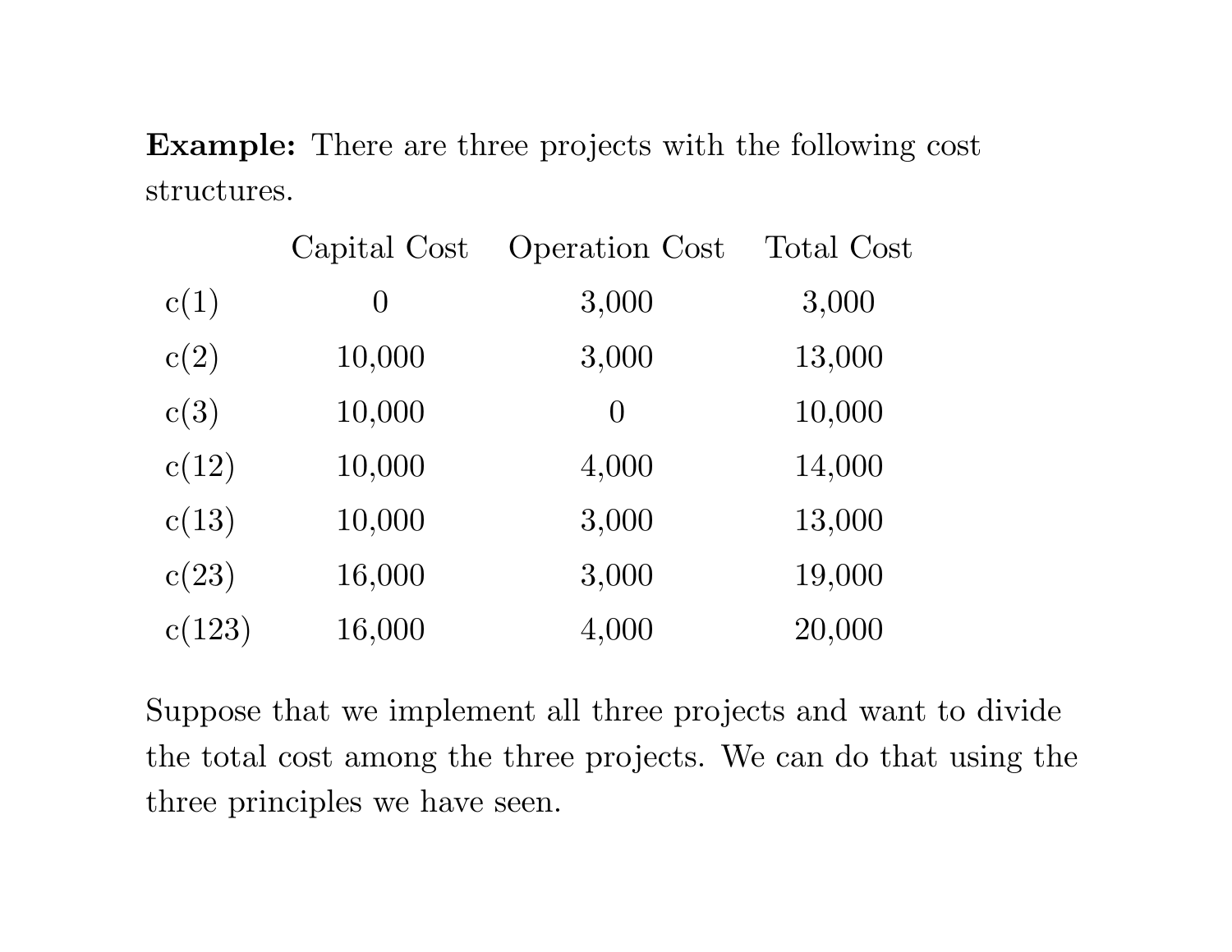**Example:** There are three projects with the following cost structures.

| | Capital Cost | Operation Cost | Total Cost |
|---|---|---|---|
| c(1) | 0 | 3,000 | 3,000 |
| c(2) | 10,000 | 3,000 | 13,000 |
| c(3) | 10,000 | 0 | 10,000 |
| c(12) | 10,000 | 4,000 | 14,000 |
| c(13) | 10,000 | 3,000 | 13,000 |
| c(23) | 16,000 | 3,000 | 19,000 |
| c(123) | 16,000 | 4,000 | 20,000 |

Suppose that we implement all three projects and want to divide the total cost among the three projects. We can do that using the three principles we have seen.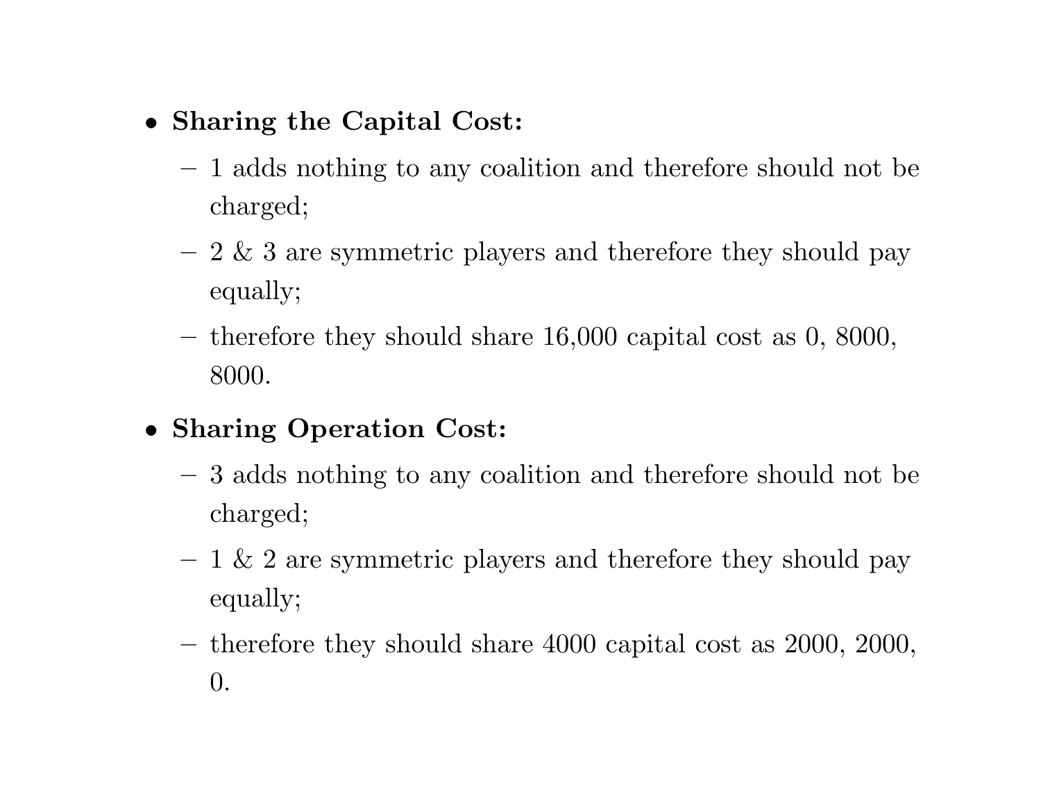- **Sharing the Capital Cost:**
  - 1 adds nothing to any coalition and therefore should not be charged;
  - 2 & 3 are symmetric players and therefore they should pay equally;
  - therefore they should share 16,000 capital cost as 0, 8000, 8000.
- **Sharing Operation Cost:**
  - 3 adds nothing to any coalition and therefore should not be charged;
  - 1 & 2 are symmetric players and therefore they should pay equally;
  - therefore they should share 4000 capital cost as 2000, 2000, 0.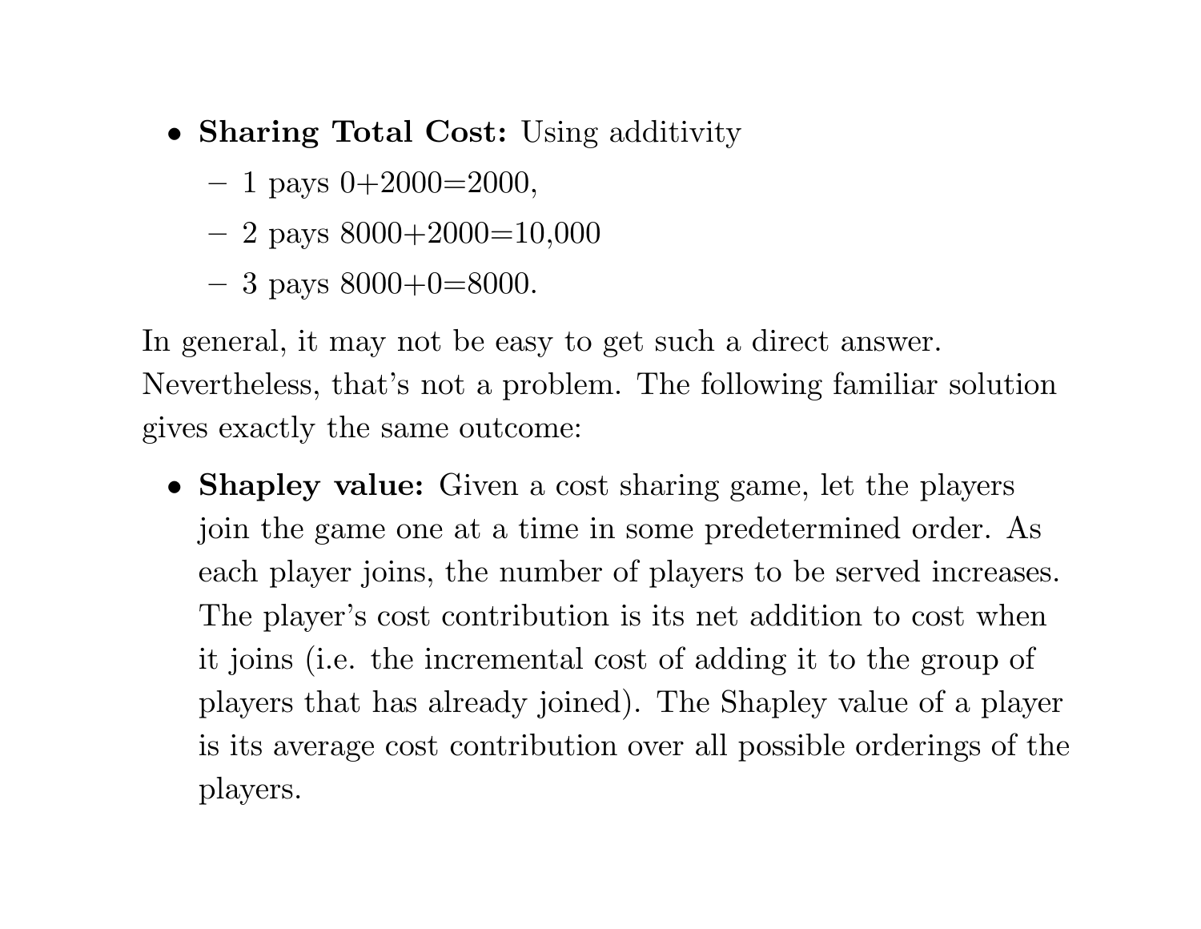- **Sharing Total Cost:** Using additivity
  - 1 pays 0+2000=2000,
  - 2 pays 8000+2000=10,000
  - 3 pays 8000+0=8000.

In general, it may not be easy to get such a direct answer. Nevertheless, that's not a problem. The following familiar solution gives exactly the same outcome:

- **Shapley value:** Given a cost sharing game, let the players join the game one at a time in some predetermined order. As each player joins, the number of players to be served increases. The player's cost contribution is its net addition to cost when it joins (i.e. the incremental cost of adding it to the group of players that has already joined). The Shapley value of a player is its average cost contribution over all possible orderings of the players.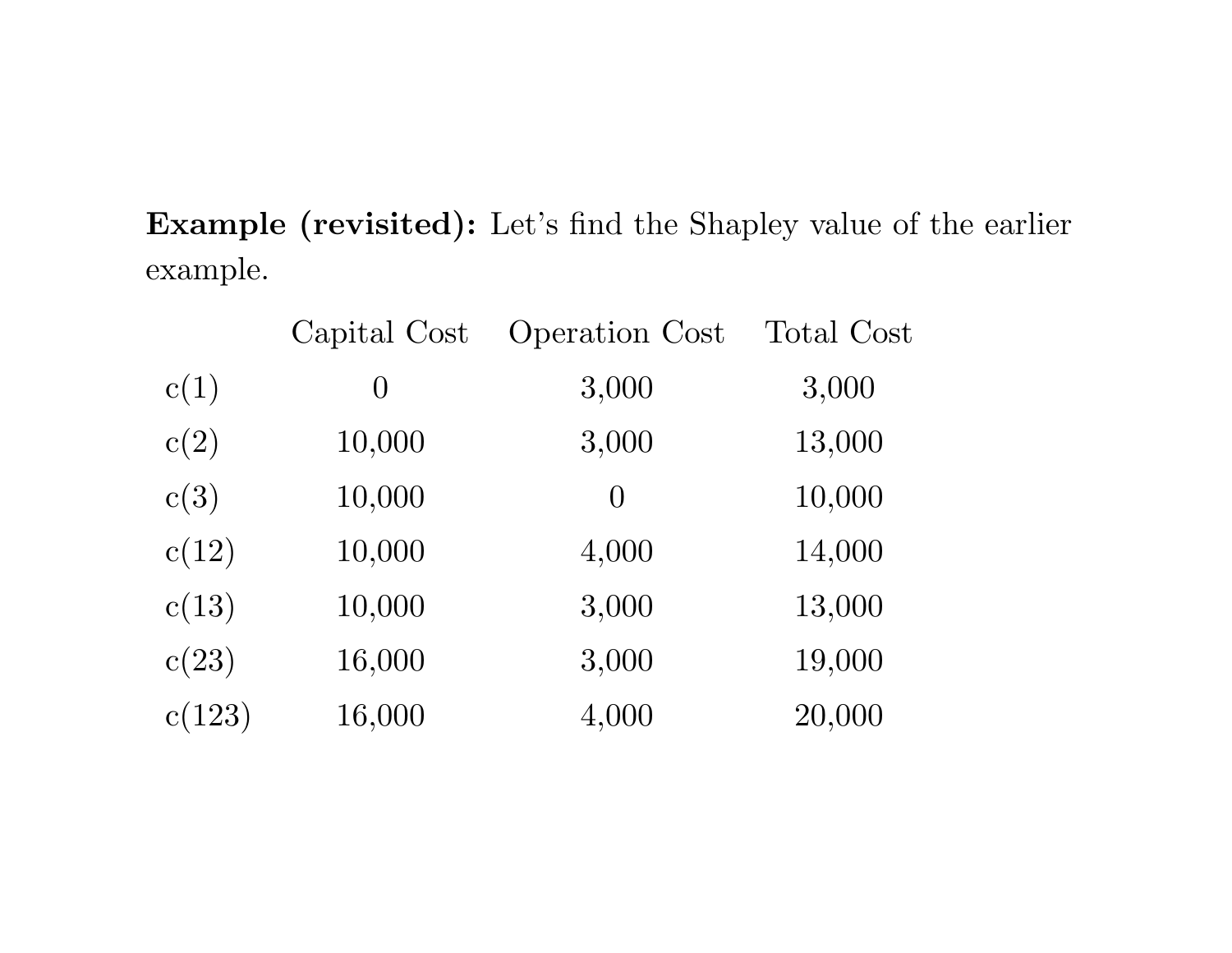**Example (revisited):** Let's find the Shapley value of the earlier example.

| | Capital Cost | Operation Cost | Total Cost |
|---|---|---|---|
| c(1) | 0 | 3,000 | 3,000 |
| c(2) | 10,000 | 3,000 | 13,000 |
| c(3) | 10,000 | 0 | 10,000 |
| c(12) | 10,000 | 4,000 | 14,000 |
| c(13) | 10,000 | 3,000 | 13,000 |
| c(23) | 16,000 | 3,000 | 19,000 |
| c(123) | 16,000 | 4,000 | 20,000 |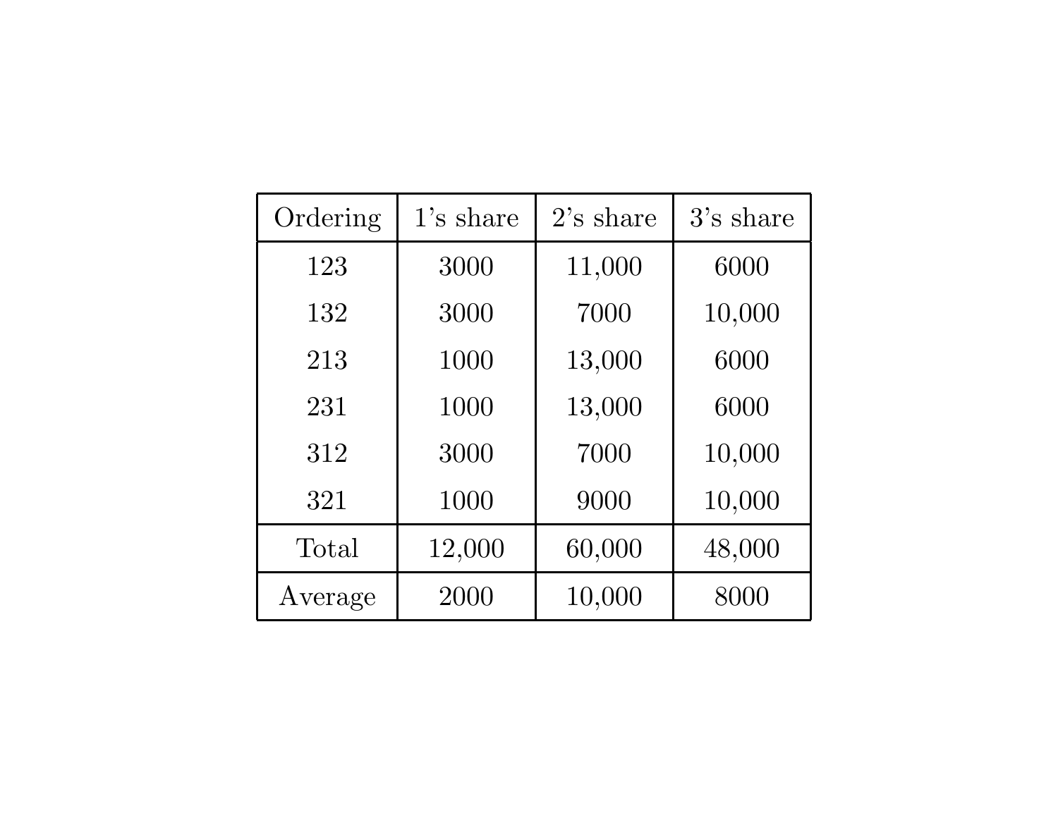| Ordering | 1's share | 2's share | 3's share |
|---|---|---|---|
| 123 | 3000 | 11,000 | 6000 |
| 132 | 3000 | 7000 | 10,000 |
| 213 | 1000 | 13,000 | 6000 |
| 231 | 1000 | 13,000 | 6000 |
| 312 | 3000 | 7000 | 10,000 |
| 321 | 1000 | 9000 | 10,000 |
| Total | 12,000 | 60,000 | 48,000 |
| Average | 2000 | 10,000 | 8000 |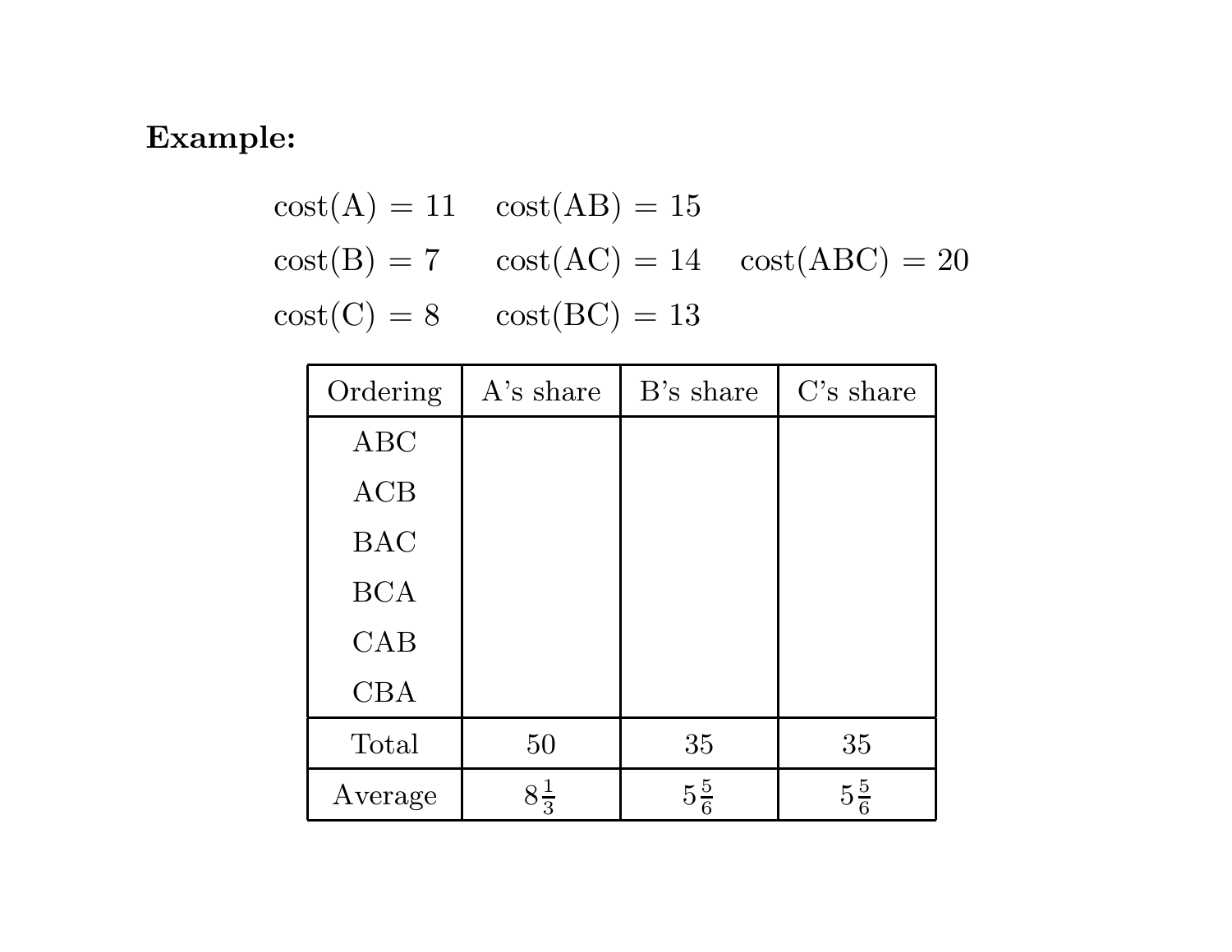**Example:**

$$\text{cost(A)} = 11 \quad \text{cost(AB)} = 15$$

$$\text{cost(B)} = 7 \quad \text{cost(AC)} = 14 \quad \text{cost(ABC)} = 20$$

$$\text{cost(C)} = 8 \quad \text{cost(BC)} = 13$$

| Ordering | A's share | B's share | C's share |
|---|---|---|---|
| ABC | | | |
| ACB | | | |
| BAC | | | |
| BCA | | | |
| CAB | | | |
| CBA | | | |
| Total | 50 | 35 | 35 |
| Average | $8\frac{1}{3}$ | $5\frac{5}{6}$ | $5\frac{5}{6}$ |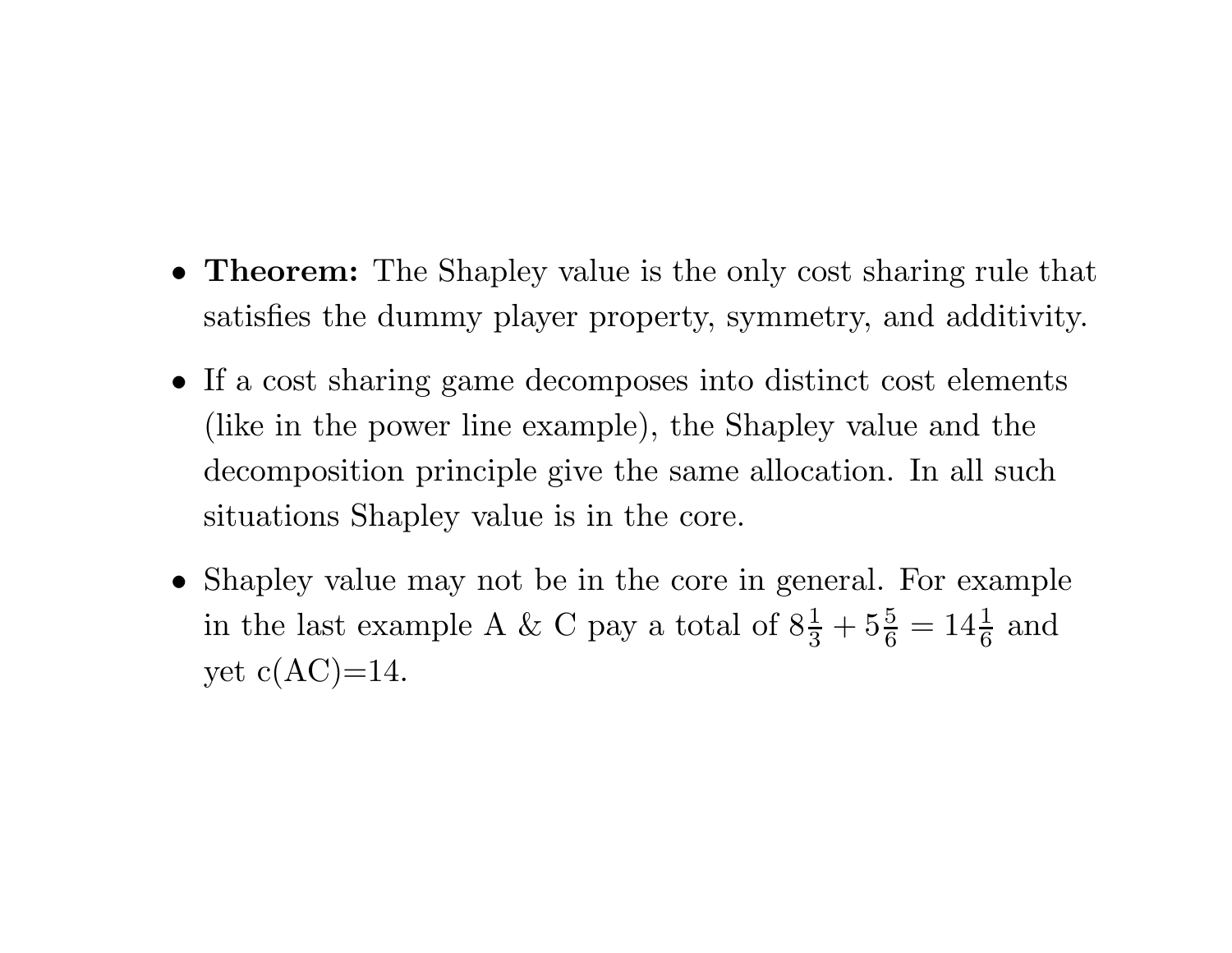- **Theorem:** The Shapley value is the only cost sharing rule that satisfies the dummy player property, symmetry, and additivity.
- If a cost sharing game decomposes into distinct cost elements (like in the power line example), the Shapley value and the decomposition principle give the same allocation. In all such situations Shapley value is in the core.
- Shapley value may not be in the core in general. For example in the last example A & C pay a total of $8\frac{1}{3} + 5\frac{5}{6} = 14\frac{1}{6}$ and yet c(AC)=14.